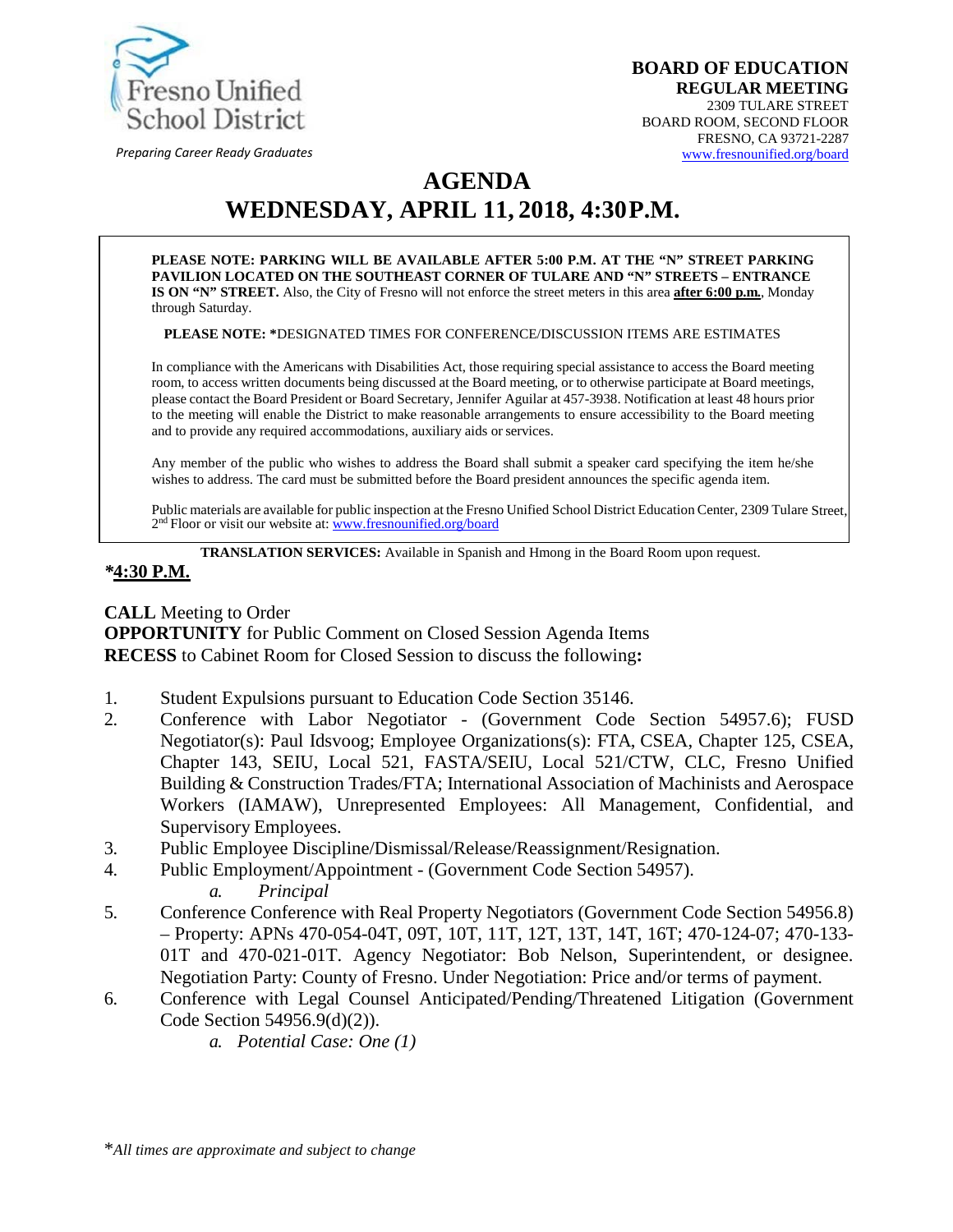Fresno Unified School District

*Preparing Career Ready Graduates*

**BOARD OF EDUCATION**
**REGULAR MEETING**
2309 TULARE STREET
BOARD ROOM, SECOND FLOOR
FRESNO, CA 93721-2287
www.fresnounified.org/board

# AGENDA
# WEDNESDAY, APRIL 11, 2018, 4:30 P.M.

**PLEASE NOTE: PARKING WILL BE AVAILABLE AFTER 5:00 P.M. AT THE "N" STREET PARKING PAVILION LOCATED ON THE SOUTHEAST CORNER OF TULARE AND "N" STREETS – ENTRANCE IS ON "N" STREET.** Also, the City of Fresno will not enforce the street meters in this area **after 6:00 p.m.**, Monday through Saturday.

**PLEASE NOTE: ***DESIGNATED TIMES FOR CONFERENCE/DISCUSSION ITEMS ARE ESTIMATES

In compliance with the Americans with Disabilities Act, those requiring special assistance to access the Board meeting room, to access written documents being discussed at the Board meeting, or to otherwise participate at Board meetings, please contact the Board President or Board Secretary, Jennifer Aguilar at 457-3938. Notification at least 48 hours prior to the meeting will enable the District to make reasonable arrangements to ensure accessibility to the Board meeting and to provide any required accommodations, auxiliary aids or services.

Any member of the public who wishes to address the Board shall submit a speaker card specifying the item he/she wishes to address. The card must be submitted before the Board president announces the specific agenda item.

Public materials are available for public inspection at the Fresno Unified School District Education Center, 2309 Tulare Street, 2nd Floor or visit our website at: www.fresnounified.org/board

**TRANSLATION SERVICES:** Available in Spanish and Hmong in the Board Room upon request.

**\*4:30 P.M.**

**CALL** Meeting to Order
**OPPORTUNITY** for Public Comment on Closed Session Agenda Items
**RECESS** to Cabinet Room for Closed Session to discuss the following**:**

1. Student Expulsions pursuant to Education Code Section 35146.
2. Conference with Labor Negotiator - (Government Code Section 54957.6); FUSD Negotiator(s): Paul Idsvoog; Employee Organizations(s): FTA, CSEA, Chapter 125, CSEA, Chapter 143, SEIU, Local 521, FASTA/SEIU, Local 521/CTW, CLC, Fresno Unified Building & Construction Trades/FTA; International Association of Machinists and Aerospace Workers (IAMAW), Unrepresented Employees: All Management, Confidential, and Supervisory Employees.
3. Public Employee Discipline/Dismissal/Release/Reassignment/Resignation.
4. Public Employment/Appointment - (Government Code Section 54957).
   *a. Principal*
5. Conference Conference with Real Property Negotiators (Government Code Section 54956.8) – Property: APNs 470-054-04T, 09T, 10T, 11T, 12T, 13T, 14T, 16T; 470-124-07; 470-133-01T and 470-021-01T. Agency Negotiator: Bob Nelson, Superintendent, or designee. Negotiation Party: County of Fresno. Under Negotiation: Price and/or terms of payment.
6. Conference with Legal Counsel Anticipated/Pending/Threatened Litigation (Government Code Section 54956.9(d)(2)).
   *a. Potential Case: One (1)*

\**All times are approximate and subject to change*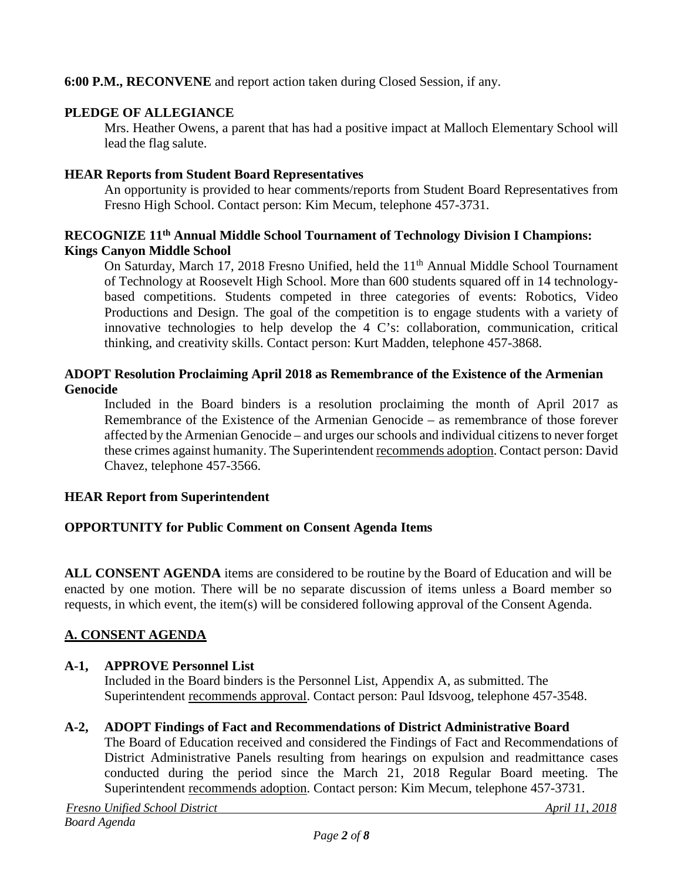**6:00 P.M., RECONVENE** and report action taken during Closed Session, if any.

**PLEDGE OF ALLEGIANCE**

Mrs. Heather Owens, a parent that has had a positive impact at Malloch Elementary School will lead the flag salute.

**HEAR Reports from Student Board Representatives**

An opportunity is provided to hear comments/reports from Student Board Representatives from Fresno High School. Contact person: Kim Mecum, telephone 457-3731.

**RECOGNIZE 11th Annual Middle School Tournament of Technology Division I Champions: Kings Canyon Middle School**

On Saturday, March 17, 2018 Fresno Unified, held the 11th Annual Middle School Tournament of Technology at Roosevelt High School. More than 600 students squared off in 14 technology-based competitions. Students competed in three categories of events: Robotics, Video Productions and Design. The goal of the competition is to engage students with a variety of innovative technologies to help develop the 4 C's: collaboration, communication, critical thinking, and creativity skills. Contact person: Kurt Madden, telephone 457-3868.

**ADOPT Resolution Proclaiming April 2018 as Remembrance of the Existence of the Armenian Genocide**

Included in the Board binders is a resolution proclaiming the month of April 2017 as Remembrance of the Existence of the Armenian Genocide – as remembrance of those forever affected by the Armenian Genocide – and urges our schools and individual citizens to never forget these crimes against humanity. The Superintendent recommends adoption. Contact person: David Chavez, telephone 457-3566.

**HEAR Report from Superintendent**

**OPPORTUNITY for Public Comment on Consent Agenda Items**

**ALL CONSENT AGENDA** items are considered to be routine by the Board of Education and will be enacted by one motion. There will be no separate discussion of items unless a Board member so requests, in which event, the item(s) will be considered following approval of the Consent Agenda.

## A. CONSENT AGENDA

**A-1, APPROVE Personnel List**

Included in the Board binders is the Personnel List, Appendix A, as submitted. The Superintendent recommends approval. Contact person: Paul Idsvoog, telephone 457-3548.

**A-2, ADOPT Findings of Fact and Recommendations of District Administrative Board**

The Board of Education received and considered the Findings of Fact and Recommendations of District Administrative Panels resulting from hearings on expulsion and readmittance cases conducted during the period since the March 21, 2018 Regular Board meeting. The Superintendent recommends adoption. Contact person: Kim Mecum, telephone 457-3731.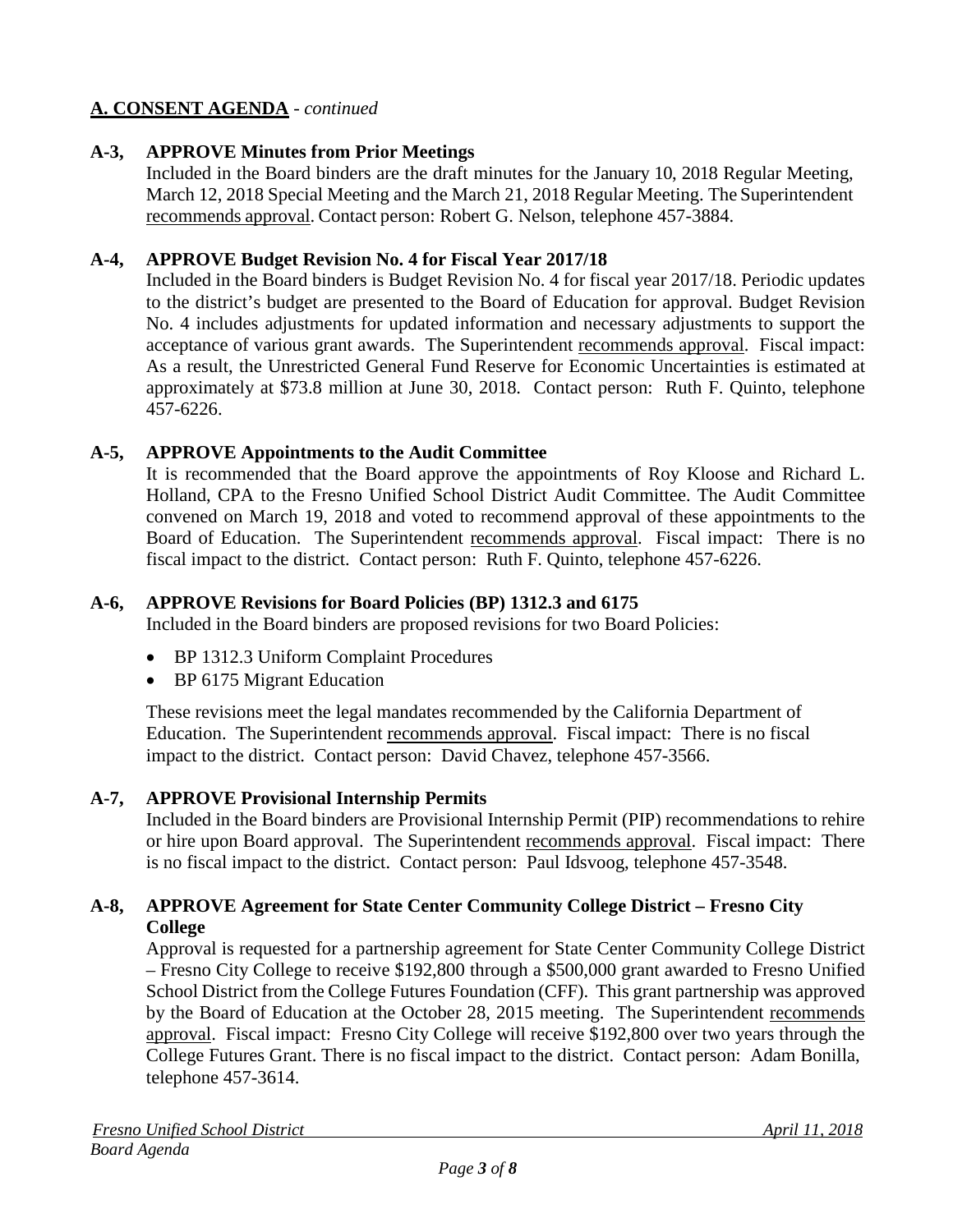## A. CONSENT AGENDA - *continued*

### A-3, APPROVE Minutes from Prior Meetings

Included in the Board binders are the draft minutes for the January 10, 2018 Regular Meeting, March 12, 2018 Special Meeting and the March 21, 2018 Regular Meeting. The Superintendent recommends approval. Contact person: Robert G. Nelson, telephone 457-3884.

### A-4, APPROVE Budget Revision No. 4 for Fiscal Year 2017/18

Included in the Board binders is Budget Revision No. 4 for fiscal year 2017/18. Periodic updates to the district's budget are presented to the Board of Education for approval. Budget Revision No. 4 includes adjustments for updated information and necessary adjustments to support the acceptance of various grant awards. The Superintendent recommends approval. Fiscal impact: As a result, the Unrestricted General Fund Reserve for Economic Uncertainties is estimated at approximately at $73.8 million at June 30, 2018. Contact person: Ruth F. Quinto, telephone 457-6226.

### A-5, APPROVE Appointments to the Audit Committee

It is recommended that the Board approve the appointments of Roy Kloose and Richard L. Holland, CPA to the Fresno Unified School District Audit Committee. The Audit Committee convened on March 19, 2018 and voted to recommend approval of these appointments to the Board of Education. The Superintendent recommends approval. Fiscal impact: There is no fiscal impact to the district. Contact person: Ruth F. Quinto, telephone 457-6226.

### A-6, APPROVE Revisions for Board Policies (BP) 1312.3 and 6175

Included in the Board binders are proposed revisions for two Board Policies:

- BP 1312.3 Uniform Complaint Procedures
- BP 6175 Migrant Education

These revisions meet the legal mandates recommended by the California Department of Education. The Superintendent recommends approval. Fiscal impact: There is no fiscal impact to the district. Contact person: David Chavez, telephone 457-3566.

### A-7, APPROVE Provisional Internship Permits

Included in the Board binders are Provisional Internship Permit (PIP) recommendations to rehire or hire upon Board approval. The Superintendent recommends approval. Fiscal impact: There is no fiscal impact to the district. Contact person: Paul Idsvoog, telephone 457-3548.

### A-8, APPROVE Agreement for State Center Community College District – Fresno City College

Approval is requested for a partnership agreement for State Center Community College District – Fresno City College to receive $192,800 through a $500,000 grant awarded to Fresno Unified School District from the College Futures Foundation (CFF). This grant partnership was approved by the Board of Education at the October 28, 2015 meeting. The Superintendent recommends approval. Fiscal impact: Fresno City College will receive $192,800 over two years through the College Futures Grant. There is no fiscal impact to the district. Contact person: Adam Bonilla, telephone 457-3614.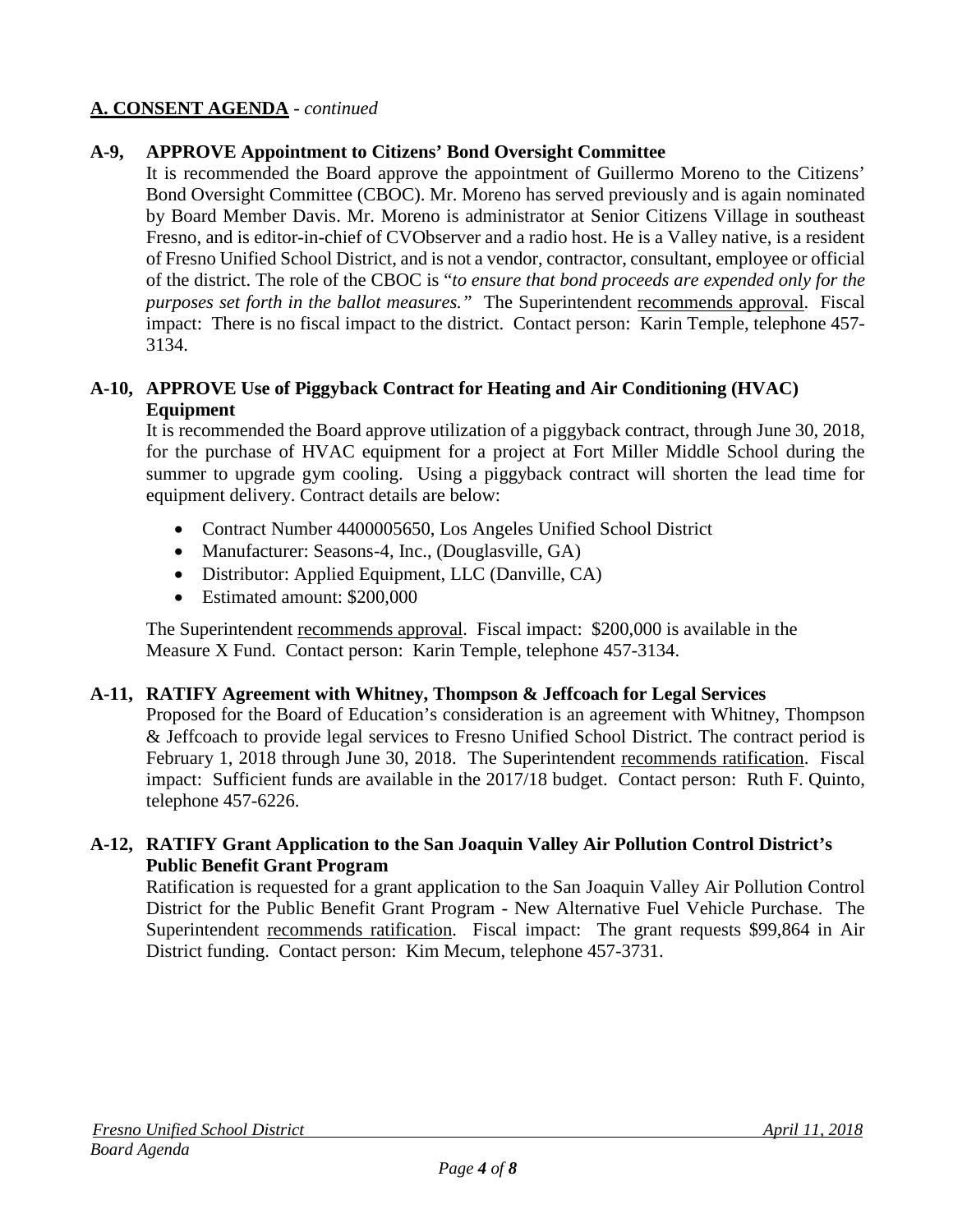## A. CONSENT AGENDA - *continued*

### A-9, APPROVE Appointment to Citizens' Bond Oversight Committee

It is recommended the Board approve the appointment of Guillermo Moreno to the Citizens' Bond Oversight Committee (CBOC). Mr. Moreno has served previously and is again nominated by Board Member Davis. Mr. Moreno is administrator at Senior Citizens Village in southeast Fresno, and is editor-in-chief of CVObserver and a radio host. He is a Valley native, is a resident of Fresno Unified School District, and is not a vendor, contractor, consultant, employee or official of the district. The role of the CBOC is "*to ensure that bond proceeds are expended only for the purposes set forth in the ballot measures.*" The Superintendent recommends approval. Fiscal impact: There is no fiscal impact to the district. Contact person: Karin Temple, telephone 457-3134.

### A-10, APPROVE Use of Piggyback Contract for Heating and Air Conditioning (HVAC) Equipment

It is recommended the Board approve utilization of a piggyback contract, through June 30, 2018, for the purchase of HVAC equipment for a project at Fort Miller Middle School during the summer to upgrade gym cooling. Using a piggyback contract will shorten the lead time for equipment delivery. Contract details are below:

- Contract Number 4400005650, Los Angeles Unified School District
- Manufacturer: Seasons-4, Inc., (Douglasville, GA)
- Distributor: Applied Equipment, LLC (Danville, CA)
- Estimated amount: $200,000

The Superintendent recommends approval. Fiscal impact: $200,000 is available in the Measure X Fund. Contact person: Karin Temple, telephone 457-3134.

### A-11, RATIFY Agreement with Whitney, Thompson & Jeffcoach for Legal Services

Proposed for the Board of Education's consideration is an agreement with Whitney, Thompson & Jeffcoach to provide legal services to Fresno Unified School District. The contract period is February 1, 2018 through June 30, 2018. The Superintendent recommends ratification. Fiscal impact: Sufficient funds are available in the 2017/18 budget. Contact person: Ruth F. Quinto, telephone 457-6226.

### A-12, RATIFY Grant Application to the San Joaquin Valley Air Pollution Control District's Public Benefit Grant Program

Ratification is requested for a grant application to the San Joaquin Valley Air Pollution Control District for the Public Benefit Grant Program - New Alternative Fuel Vehicle Purchase. The Superintendent recommends ratification. Fiscal impact: The grant requests $99,864 in Air District funding. Contact person: Kim Mecum, telephone 457-3731.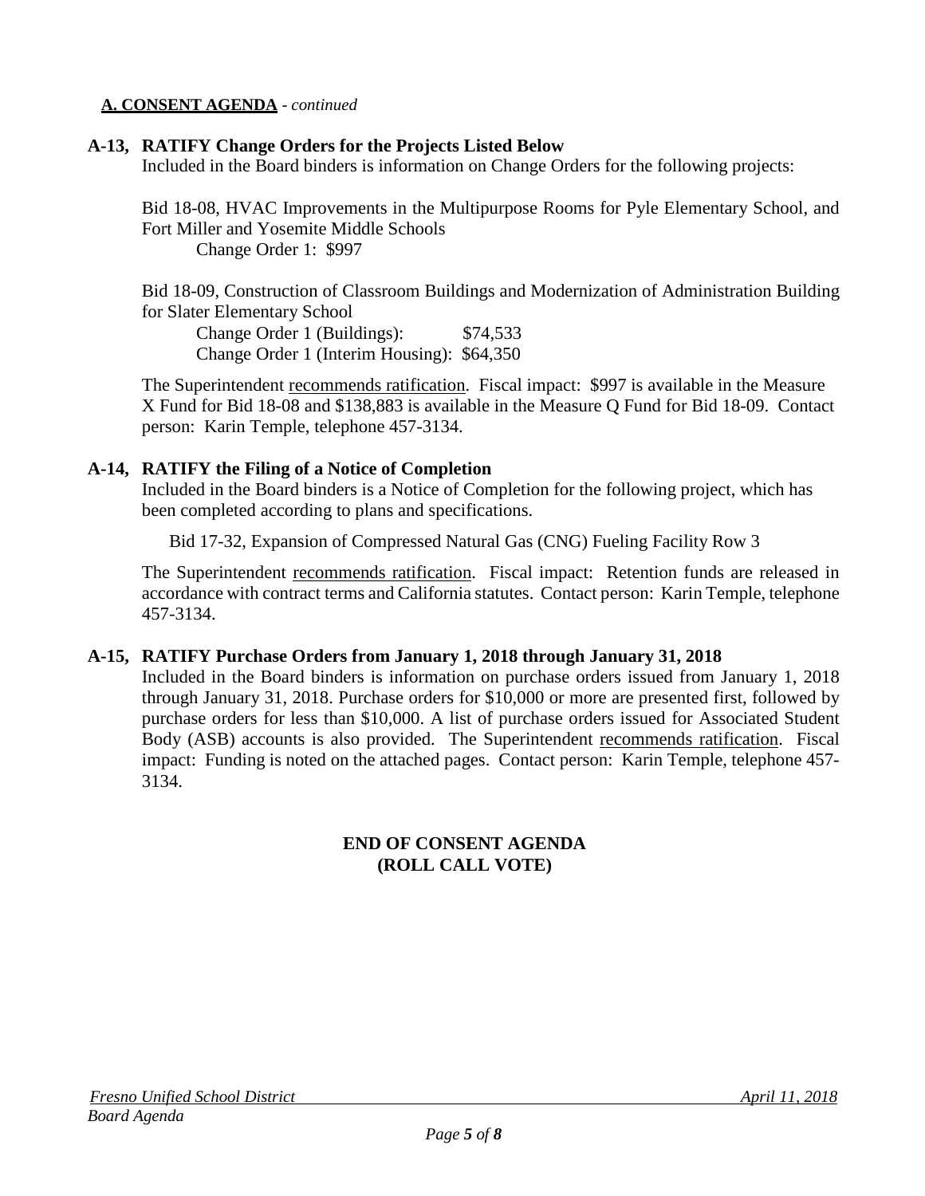**A. CONSENT AGENDA** - *continued*

**A-13, RATIFY Change Orders for the Projects Listed Below**

Included in the Board binders is information on Change Orders for the following projects:

Bid 18-08, HVAC Improvements in the Multipurpose Rooms for Pyle Elementary School, and Fort Miller and Yosemite Middle Schools

Change Order 1: $997

Bid 18-09, Construction of Classroom Buildings and Modernization of Administration Building for Slater Elementary School

Change Order 1 (Buildings): $74,533
Change Order 1 (Interim Housing): $64,350

The Superintendent recommends ratification. Fiscal impact: $997 is available in the Measure X Fund for Bid 18-08 and $138,883 is available in the Measure Q Fund for Bid 18-09. Contact person: Karin Temple, telephone 457-3134.

**A-14, RATIFY the Filing of a Notice of Completion**

Included in the Board binders is a Notice of Completion for the following project, which has been completed according to plans and specifications.

Bid 17-32, Expansion of Compressed Natural Gas (CNG) Fueling Facility Row 3

The Superintendent recommends ratification. Fiscal impact: Retention funds are released in accordance with contract terms and California statutes. Contact person: Karin Temple, telephone 457-3134.

**A-15, RATIFY Purchase Orders from January 1, 2018 through January 31, 2018**

Included in the Board binders is information on purchase orders issued from January 1, 2018 through January 31, 2018. Purchase orders for $10,000 or more are presented first, followed by purchase orders for less than $10,000. A list of purchase orders issued for Associated Student Body (ASB) accounts is also provided. The Superintendent recommends ratification. Fiscal impact: Funding is noted on the attached pages. Contact person: Karin Temple, telephone 457-3134.

**END OF CONSENT AGENDA**
**(ROLL CALL VOTE)**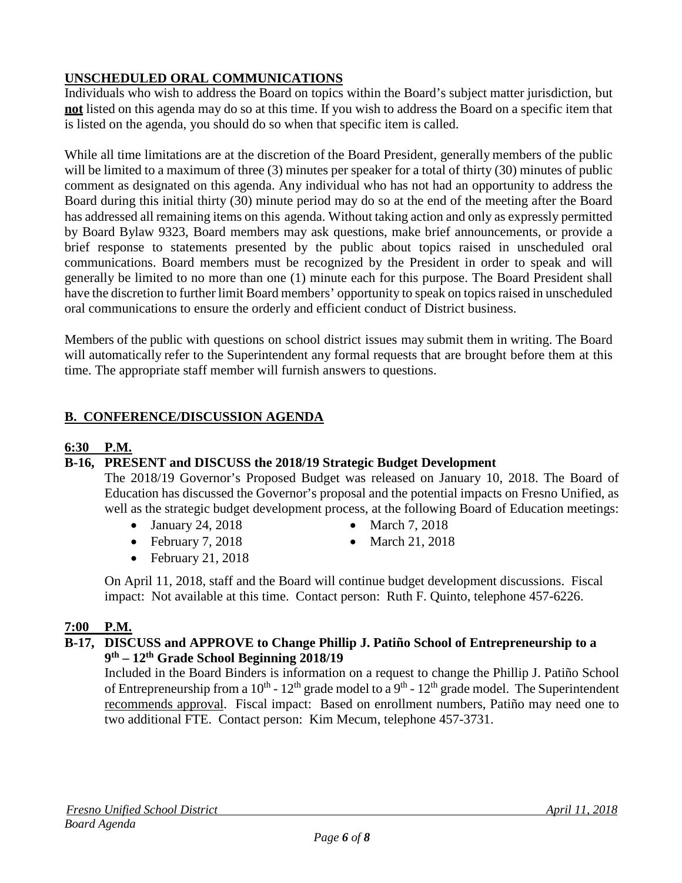## UNSCHEDULED ORAL COMMUNICATIONS

Individuals who wish to address the Board on topics within the Board's subject matter jurisdiction, but **not** listed on this agenda may do so at this time. If you wish to address the Board on a specific item that is listed on the agenda, you should do so when that specific item is called.

While all time limitations are at the discretion of the Board President, generally members of the public will be limited to a maximum of three (3) minutes per speaker for a total of thirty (30) minutes of public comment as designated on this agenda. Any individual who has not had an opportunity to address the Board during this initial thirty (30) minute period may do so at the end of the meeting after the Board has addressed all remaining items on this agenda. Without taking action and only as expressly permitted by Board Bylaw 9323, Board members may ask questions, make brief announcements, or provide a brief response to statements presented by the public about topics raised in unscheduled oral communications. Board members must be recognized by the President in order to speak and will generally be limited to no more than one (1) minute each for this purpose. The Board President shall have the discretion to further limit Board members' opportunity to speak on topics raised in unscheduled oral communications to ensure the orderly and efficient conduct of District business.

Members of the public with questions on school district issues may submit them in writing. The Board will automatically refer to the Superintendent any formal requests that are brought before them at this time. The appropriate staff member will furnish answers to questions.

## B. CONFERENCE/DISCUSSION AGENDA

**6:30 P.M.**

**B-16, PRESENT and DISCUSS the 2018/19 Strategic Budget Development**

The 2018/19 Governor's Proposed Budget was released on January 10, 2018. The Board of Education has discussed the Governor's proposal and the potential impacts on Fresno Unified, as well as the strategic budget development process, at the following Board of Education meetings:

- January 24, 2018
- February 7, 2018
- February 21, 2018
- March 7, 2018
- March 21, 2018

On April 11, 2018, staff and the Board will continue budget development discussions. Fiscal impact: Not available at this time. Contact person: Ruth F. Quinto, telephone 457-6226.

**7:00 P.M.**

**B-17, DISCUSS and APPROVE to Change Phillip J. Patiño School of Entrepreneurship to a 9th – 12th Grade School Beginning 2018/19**

Included in the Board Binders is information on a request to change the Phillip J. Patiño School of Entrepreneurship from a 10th - 12th grade model to a 9th - 12th grade model. The Superintendent recommends approval. Fiscal impact: Based on enrollment numbers, Patiño may need one to two additional FTE. Contact person: Kim Mecum, telephone 457-3731.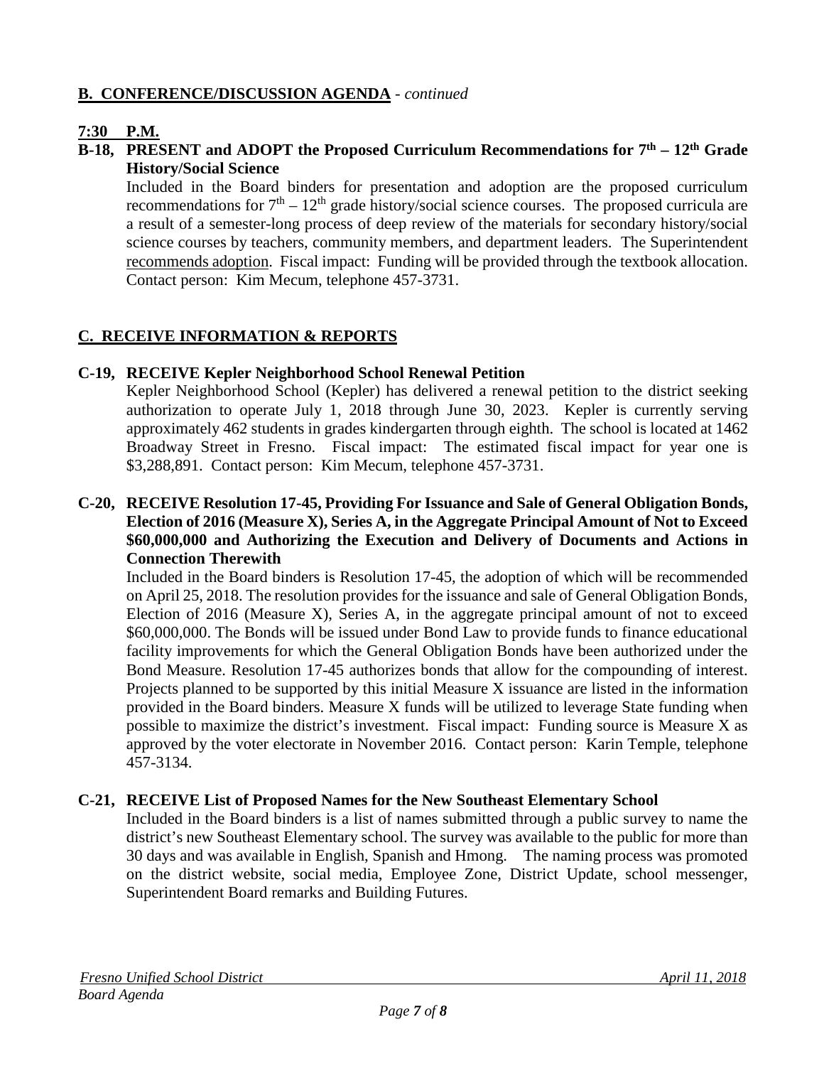## B. CONFERENCE/DISCUSSION AGENDA - *continued*

**7:30 P.M.**

**B-18, PRESENT and ADOPT the Proposed Curriculum Recommendations for 7th – 12th Grade History/Social Science**

Included in the Board binders for presentation and adoption are the proposed curriculum recommendations for 7th – 12th grade history/social science courses. The proposed curricula are a result of a semester-long process of deep review of the materials for secondary history/social science courses by teachers, community members, and department leaders. The Superintendent recommends adoption. Fiscal impact: Funding will be provided through the textbook allocation. Contact person: Kim Mecum, telephone 457-3731.

## C. RECEIVE INFORMATION & REPORTS

**C-19, RECEIVE Kepler Neighborhood School Renewal Petition**

Kepler Neighborhood School (Kepler) has delivered a renewal petition to the district seeking authorization to operate July 1, 2018 through June 30, 2023. Kepler is currently serving approximately 462 students in grades kindergarten through eighth. The school is located at 1462 Broadway Street in Fresno. Fiscal impact: The estimated fiscal impact for year one is $3,288,891. Contact person: Kim Mecum, telephone 457-3731.

**C-20, RECEIVE Resolution 17-45, Providing For Issuance and Sale of General Obligation Bonds, Election of 2016 (Measure X), Series A, in the Aggregate Principal Amount of Not to Exceed $60,000,000 and Authorizing the Execution and Delivery of Documents and Actions in Connection Therewith**

Included in the Board binders is Resolution 17-45, the adoption of which will be recommended on April 25, 2018. The resolution provides for the issuance and sale of General Obligation Bonds, Election of 2016 (Measure X), Series A, in the aggregate principal amount of not to exceed $60,000,000. The Bonds will be issued under Bond Law to provide funds to finance educational facility improvements for which the General Obligation Bonds have been authorized under the Bond Measure. Resolution 17-45 authorizes bonds that allow for the compounding of interest. Projects planned to be supported by this initial Measure X issuance are listed in the information provided in the Board binders. Measure X funds will be utilized to leverage State funding when possible to maximize the district's investment. Fiscal impact: Funding source is Measure X as approved by the voter electorate in November 2016. Contact person: Karin Temple, telephone 457-3134.

**C-21, RECEIVE List of Proposed Names for the New Southeast Elementary School**

Included in the Board binders is a list of names submitted through a public survey to name the district's new Southeast Elementary school. The survey was available to the public for more than 30 days and was available in English, Spanish and Hmong. The naming process was promoted on the district website, social media, Employee Zone, District Update, school messenger, Superintendent Board remarks and Building Futures.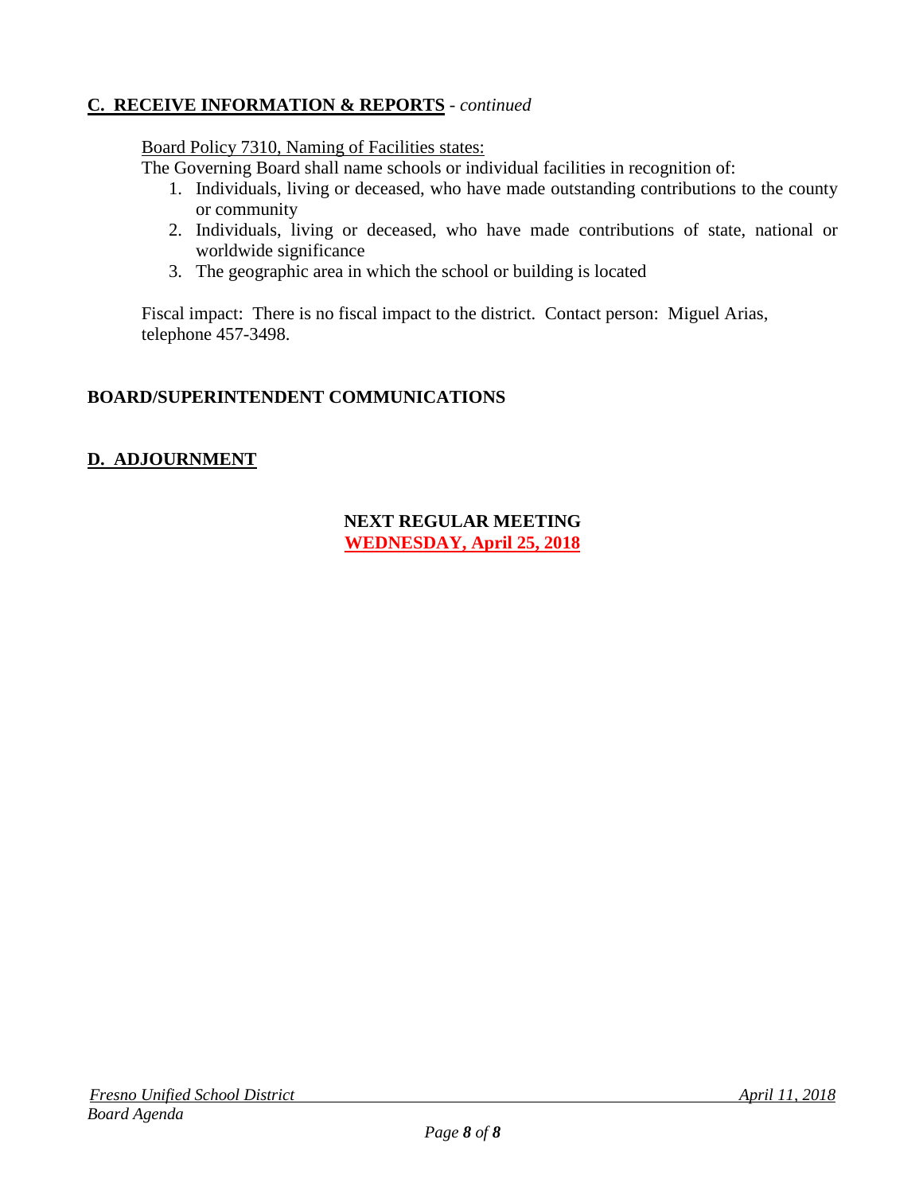## C. RECEIVE INFORMATION & REPORTS - *continued*

Board Policy 7310, Naming of Facilities states:

The Governing Board shall name schools or individual facilities in recognition of:

1. Individuals, living or deceased, who have made outstanding contributions to the county or community
2. Individuals, living or deceased, who have made contributions of state, national or worldwide significance
3. The geographic area in which the school or building is located

Fiscal impact: There is no fiscal impact to the district. Contact person: Miguel Arias, telephone 457-3498.

## BOARD/SUPERINTENDENT COMMUNICATIONS

## D. ADJOURNMENT

**NEXT REGULAR MEETING**

**WEDNESDAY, April 25, 2018**